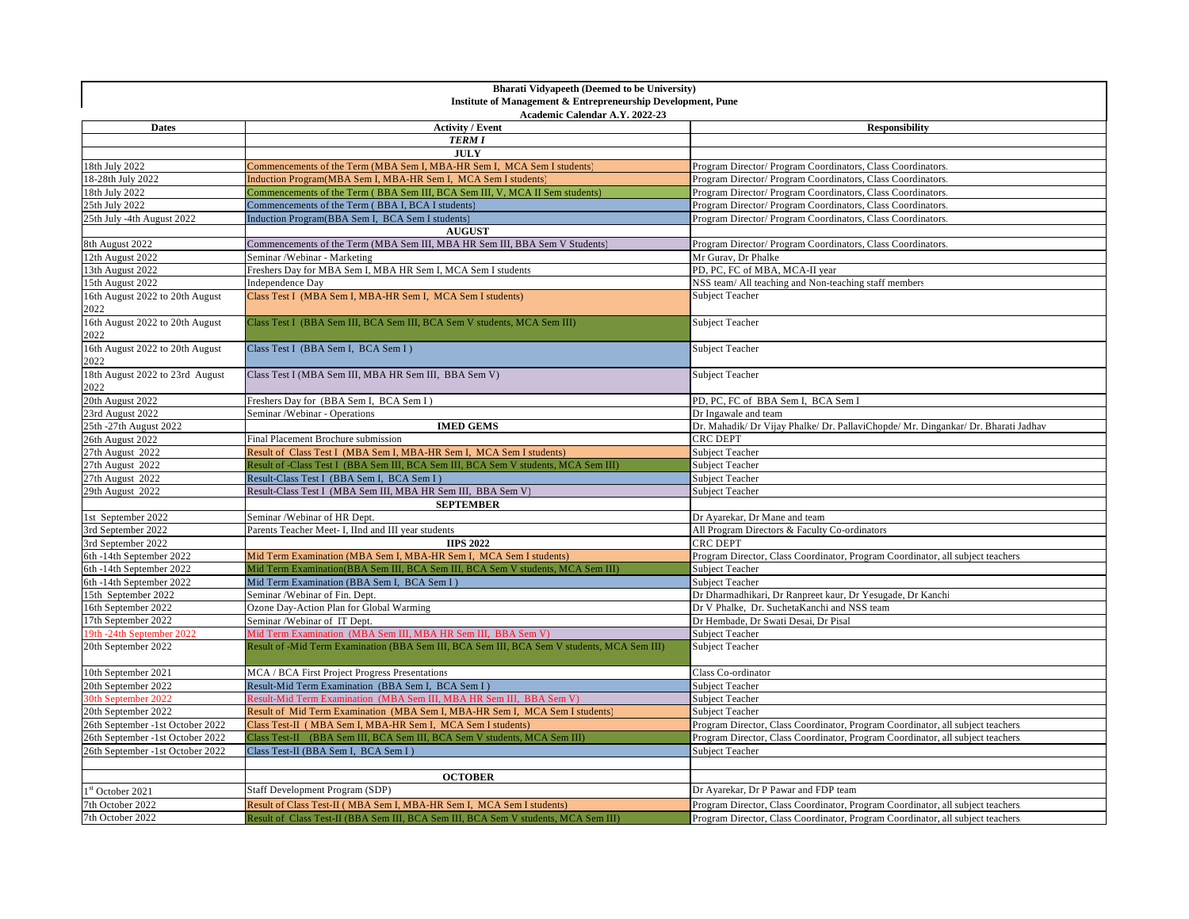**Bharati Vidyapeeth (Deemed to be University)**
**Institute of Management & Entrepreneurship Development, Pune**
**Academic Calendar A.Y. 2022-23**

| Dates | Activity / Event | Responsibility |
|---|---|---|
| | ***TERM I*** | |
| | **JULY** | |
| 18th July 2022 | Commencements of the Term (MBA Sem I, MBA-HR Sem I, MCA Sem I students) | Program Director/ Program Coordinators, Class Coordinators. |
| 18-28th July 2022 | Induction Program(MBA Sem I, MBA-HR Sem I, MCA Sem I students) | Program Director/ Program Coordinators, Class Coordinators. |
| 18th July 2022 | Commencements of the Term ( BBA Sem III, BCA Sem III, V, MCA II Sem students) | Program Director/ Program Coordinators, Class Coordinators. |
| 25th July 2022 | Commencements of the Term ( BBA I, BCA I students) | Program Director/ Program Coordinators, Class Coordinators. |
| 25th July -4th August 2022 | Induction Program(BBA Sem I, BCA Sem I students) | Program Director/ Program Coordinators, Class Coordinators. |
| | **AUGUST** | |
| 8th August 2022 | Commencements of the Term (MBA Sem III, MBA HR Sem III, BBA Sem V Students) | Program Director/ Program Coordinators, Class Coordinators. |
| 12th August 2022 | Seminar /Webinar - Marketing | Mr Gurav, Dr Phalke |
| 13th August 2022 | Freshers Day for MBA Sem I, MBA HR Sem I, MCA Sem I students | PD, PC, FC of MBA, MCA-II year |
| 15th August 2022 | Independence Day | NSS team/ All teaching and Non-teaching staff members |
| 16th August 2022 to 20th August 2022 | Class Test I (MBA Sem I, MBA-HR Sem I, MCA Sem I students) | Subject Teacher |
| 16th August 2022 to 20th August 2022 | Class Test I (BBA Sem III, BCA Sem III, BCA Sem V students, MCA Sem III) | Subject Teacher |
| 16th August 2022 to 20th August 2022 | Class Test I (BBA Sem I, BCA Sem I ) | Subject Teacher |
| 18th August 2022 to 23rd August 2022 | Class Test I (MBA Sem III, MBA HR Sem III, BBA Sem V) | Subject Teacher |
| 20th August 2022 | Freshers Day for (BBA Sem I, BCA Sem I ) | PD, PC, FC of BBA Sem I, BCA Sem I |
| 23rd August 2022 | Seminar /Webinar - Operations | Dr Ingawale and team |
| 25th -27th August 2022 | **IMED GEMS** | Dr. Mahadik/ Dr Vijay Phalke/ Dr. PallaviChopde/ Mr. Dingankar/ Dr. Bharati Jadhav |
| 26th August 2022 | Final Placement Brochure submission | CRC DEPT |
| 27th August 2022 | Result of Class Test I (MBA Sem I, MBA-HR Sem I, MCA Sem I students) | Subject Teacher |
| 27th August 2022 | Result of -Class Test I (BBA Sem III, BCA Sem III, BCA Sem V students, MCA Sem III) | Subject Teacher |
| 27th August 2022 | Result-Class Test I (BBA Sem I, BCA Sem I ) | Subject Teacher |
| 29th August 2022 | Result-Class Test I (MBA Sem III, MBA HR Sem III, BBA Sem V) | Subject Teacher |
| | **SEPTEMBER** | |
| 1st September 2022 | Seminar /Webinar of HR Dept. | Dr Ayarekar, Dr Mane and team |
| 3rd September 2022 | Parents Teacher Meet- I, IInd and III year students | All Program Directors & Faculty Co-ordinators |
| 3rd September 2022 | **IIPS 2022** | CRC DEPT |
| 6th -14th September 2022 | Mid Term Examination (MBA Sem I, MBA-HR Sem I, MCA Sem I students) | Program Director, Class Coordinator, Program Coordinator, all subject teachers |
| 6th -14th September 2022 | Mid Term Examination(BBA Sem III, BCA Sem III, BCA Sem V students, MCA Sem III) | Subject Teacher |
| 6th -14th September 2022 | Mid Term Examination (BBA Sem I, BCA Sem I ) | Subject Teacher |
| 15th September 2022 | Seminar /Webinar of Fin. Dept. | Dr Dharmadhikari, Dr Ranpreet kaur, Dr Yesugade, Dr Kanchi |
| 16th September 2022 | Ozone Day-Action Plan for Global Warming | Dr V Phalke, Dr. SuchetaKanchi and NSS team |
| 17th September 2022 | Seminar /Webinar of IT Dept. | Dr Hembade, Dr Swati Desai, Dr Pisal |
| 19th -24th September 2022 | Mid Term Examination (MBA Sem III, MBA HR Sem III, BBA Sem V) | Subject Teacher |
| 20th September 2022 | Result of -Mid Term Examination (BBA Sem III, BCA Sem III, BCA Sem V students, MCA Sem III) | Subject Teacher |
| 10th September 2021 | MCA / BCA First Project Progress Presentations | Class Co-ordinator |
| 20th September 2022 | Result-Mid Term Examination (BBA Sem I, BCA Sem I ) | Subject Teacher |
| 30th September 2022 | Result-Mid Term Examination (MBA Sem III, MBA HR Sem III, BBA Sem V) | Subject Teacher |
| 20th September 2022 | Result of Mid Term Examination (MBA Sem I, MBA-HR Sem I, MCA Sem I students) | Subject Teacher |
| 26th September -1st October 2022 | Class Test-II ( MBA Sem I, MBA-HR Sem I, MCA Sem I students) | Program Director, Class Coordinator, Program Coordinator, all subject teachers |
| 26th September -1st October 2022 | Class Test-II (BBA Sem III, BCA Sem III, BCA Sem V students, MCA Sem III) | Program Director, Class Coordinator, Program Coordinator, all subject teachers |
| 26th September -1st October 2022 | Class Test-II (BBA Sem I, BCA Sem I ) | Subject Teacher |
| | | |
| | **OCTOBER** | |
| 1st October 2021 | Staff Development Program (SDP) | Dr Ayarekar, Dr P Pawar and FDP team |
| 7th October 2022 | Result of Class Test-II ( MBA Sem I, MBA-HR Sem I, MCA Sem I students) | Program Director, Class Coordinator, Program Coordinator, all subject teachers |
| 7th October 2022 | Result of Class Test-II (BBA Sem III, BCA Sem III, BCA Sem V students, MCA Sem III) | Program Director, Class Coordinator, Program Coordinator, all subject teachers |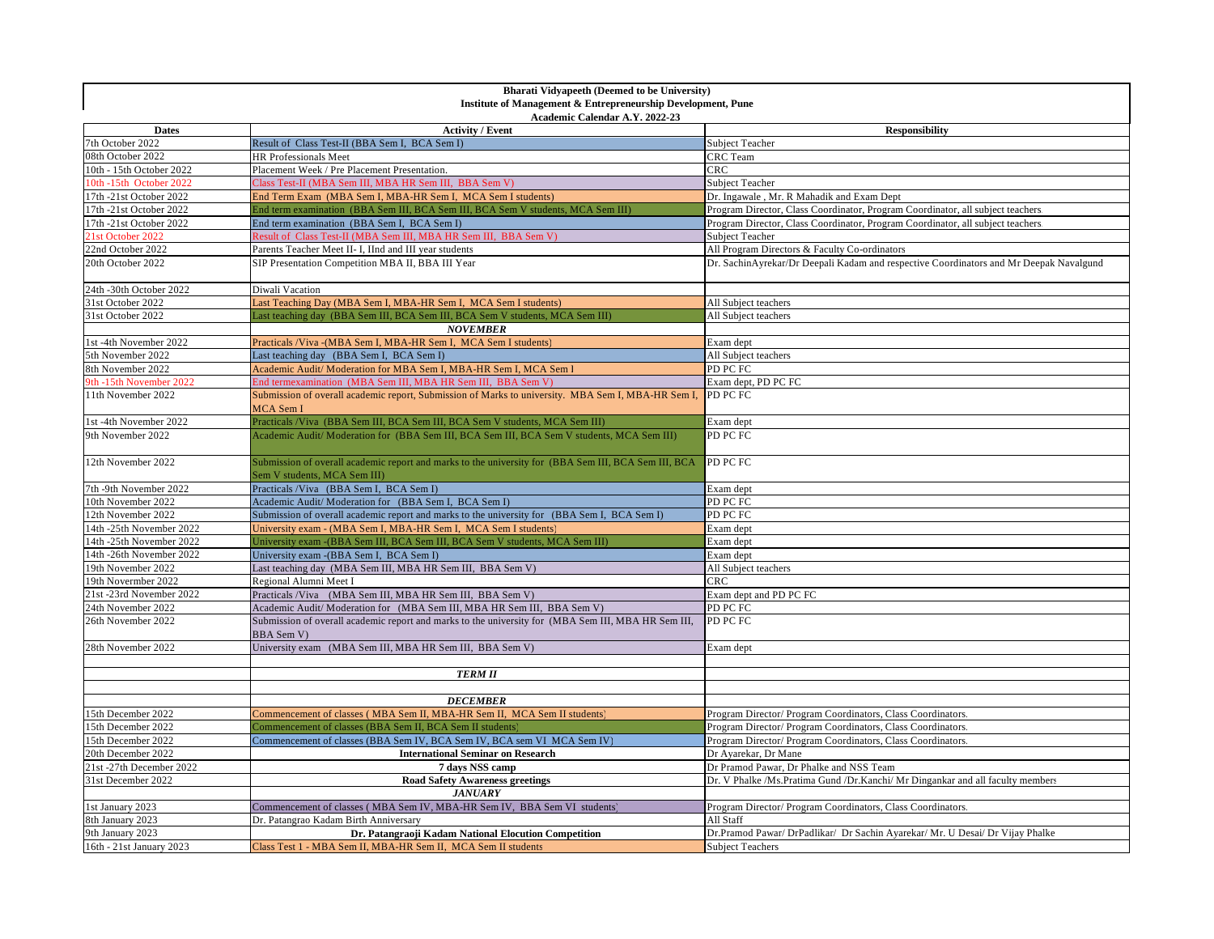**Bharati Vidyapeeth (Deemed to be University)**
**Institute of Management & Entrepreneurship Development, Pune**
**Academic Calendar A.Y. 2022-23**

| Dates | Activity / Event | Responsibility |
|---|---|---|
| 7th October 2022 | Result of Class Test-II (BBA Sem I, BCA Sem I) | Subject Teacher |
| 08th October 2022 | HR Professionals Meet | CRC Team |
| 10th - 15th October 2022 | Placement Week / Pre Placement Presentation. | CRC |
| 10th -15th October 2022 | Class Test-II (MBA Sem III, MBA HR Sem III, BBA Sem V) | Subject Teacher |
| 17th -21st October 2022 | End Term Exam (MBA Sem I, MBA-HR Sem I, MCA Sem I students) | Dr. Ingawale , Mr. R Mahadik and Exam Dept |
| 17th -21st October 2022 | End term examination (BBA Sem III, BCA Sem III, BCA Sem V students, MCA Sem III) | Program Director, Class Coordinator, Program Coordinator, all subject teachers |
| 17th -21st October 2022 | End term examination (BBA Sem I, BCA Sem I) | Program Director, Class Coordinator, Program Coordinator, all subject teachers |
| 21st October 2022 | Result of Class Test-II (MBA Sem III, MBA HR Sem III, BBA Sem V) | Subject Teacher |
| 22nd October 2022 | Parents Teacher Meet II- I, IInd and III year students | All Program Directors & Faculty Co-ordinators |
| 20th October 2022 | SIP Presentation Competition MBA II, BBA III Year | Dr. SachinAyrekar/Dr Deepali Kadam and respective Coordinators and Mr Deepak Navalgund |
| 24th -30th October 2022 | Diwali Vacation | |
| 31st October 2022 | Last Teaching Day (MBA Sem I, MBA-HR Sem I, MCA Sem I students) | All Subject teachers |
| 31st October 2022 | Last teaching day (BBA Sem III, BCA Sem III, BCA Sem V students, MCA Sem III) | All Subject teachers |
| | ***NOVEMBER*** | |
| 1st -4th November 2022 | Practicals /Viva -(MBA Sem I, MBA-HR Sem I, MCA Sem I students) | Exam dept |
| 5th November 2022 | Last teaching day (BBA Sem I, BCA Sem I) | All Subject teachers |
| 8th November 2022 | Academic Audit/ Moderation for MBA Sem I, MBA-HR Sem I, MCA Sem I | PD PC FC |
| 9th -15th November 2022 | End termexamination (MBA Sem III, MBA HR Sem III, BBA Sem V) | Exam dept, PD PC FC |
| 11th November 2022 | Submission of overall academic report, Submission of Marks to university. MBA Sem I, MBA-HR Sem I, MCA Sem I | PD PC FC |
| 1st -4th November 2022 | Practicals /Viva (BBA Sem III, BCA Sem III, BCA Sem V students, MCA Sem III) | Exam dept |
| 9th November 2022 | Academic Audit/ Moderation for (BBA Sem III, BCA Sem III, BCA Sem V students, MCA Sem III) | PD PC FC |
| 12th November 2022 | Submission of overall academic report and marks to the university for (BBA Sem III, BCA Sem III, BCA Sem V students, MCA Sem III) | PD PC FC |
| 7th -9th November 2022 | Practicals /Viva (BBA Sem I, BCA Sem I) | Exam dept |
| 10th November 2022 | Academic Audit/ Moderation for (BBA Sem I, BCA Sem I) | PD PC FC |
| 12th November 2022 | Submission of overall academic report and marks to the university for (BBA Sem I, BCA Sem I) | PD PC FC |
| 14th -25th November 2022 | University exam - (MBA Sem I, MBA-HR Sem I, MCA Sem I students) | Exam dept |
| 14th -25th November 2022 | University exam -(BBA Sem III, BCA Sem III, BCA Sem V students, MCA Sem III) | Exam dept |
| 14th -26th November 2022 | University exam -(BBA Sem I, BCA Sem I) | Exam dept |
| 19th November 2022 | Last teaching day (MBA Sem III, MBA HR Sem III, BBA Sem V) | All Subject teachers |
| 19th Novermber 2022 | Regional Alumni Meet I | CRC |
| 21st -23rd November 2022 | Practicals /Viva (MBA Sem III, MBA HR Sem III, BBA Sem V) | Exam dept and PD PC FC |
| 24th November 2022 | Academic Audit/ Moderation for (MBA Sem III, MBA HR Sem III, BBA Sem V) | PD PC FC |
| 26th November 2022 | Submission of overall academic report and marks to the university for (MBA Sem III, MBA HR Sem III, BBA Sem V) | PD PC FC |
| 28th November 2022 | University exam (MBA Sem III, MBA HR Sem III, BBA Sem V) | Exam dept |
| | | |
| | ***TERM II*** | |
| | | |
| | ***DECEMBER*** | |
| 15th December 2022 | Commencement of classes ( MBA Sem II, MBA-HR Sem II, MCA Sem II students) | Program Director/ Program Coordinators, Class Coordinators. |
| 15th December 2022 | Commencement of classes (BBA Sem II, BCA Sem II students) | Program Director/ Program Coordinators, Class Coordinators. |
| 15th December 2022 | Commencement of classes (BBA Sem IV, BCA Sem IV, BCA sem VI MCA Sem IV) | Program Director/ Program Coordinators, Class Coordinators. |
| 20th December 2022 | **International Seminar on Research** | Dr Ayarekar, Dr Mane |
| 21st -27th December 2022 | **7 days NSS camp** | Dr Pramod Pawar, Dr Phalke and NSS Team |
| 31st December 2022 | **Road Safety Awareness greetings** | Dr. V Phalke /Ms.Pratima Gund /Dr.Kanchi/ Mr Dingankar and all faculty members |
| | ***JANUARY*** | |
| 1st January 2023 | Commencement of classes ( MBA Sem IV, MBA-HR Sem IV, BBA Sem VI students) | Program Director/ Program Coordinators, Class Coordinators. |
| 8th January 2023 | Dr. Patangrao Kadam Birth Anniversary | All Staff |
| 9th January 2023 | **Dr. Patangraoji Kadam National Elocution Competition** | Dr.Pramod Pawar/ DrPadlikar/ Dr Sachin Ayarekar/ Mr. U Desai/ Dr Vijay Phalke |
| 16th - 21st January 2023 | Class Test 1 - MBA Sem II, MBA-HR Sem II, MCA Sem II students | Subject Teachers |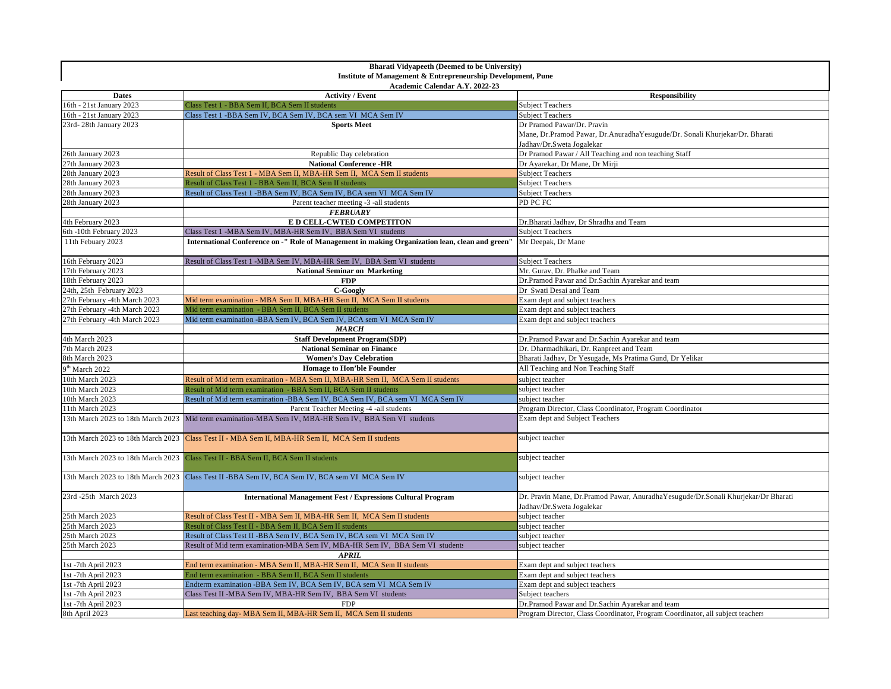**Bharati Vidyapeeth (Deemed to be University)**
**Institute of Management & Entrepreneurship Development, Pune**
**Academic Calendar A.Y. 2022-23**

| Dates | Activity / Event | Responsibility |
|---|---|---|
| 16th - 21st January 2023 | Class Test 1 - BBA Sem II, BCA Sem II students | Subject Teachers |
| 16th - 21st January 2023 | Class Test 1 -BBA Sem IV, BCA Sem IV, BCA sem VI MCA Sem IV | Subject Teachers |
| 23rd- 28th January 2023 | **Sports Meet** | Dr Pramod Pawar/Dr. Pravin Mane, Dr.Pramod Pawar, Dr.AnuradhaYesugude/Dr. Sonali Khurjekar/Dr. Bharati Jadhav/Dr.Sweta Jogalekar |
| 26th January 2023 | Republic Day celebration | Dr Pramod Pawar / All Teaching and non teaching Staff |
| 27th January 2023 | **National Conference -HR** | Dr Ayarekar, Dr Mane, Dr Mirji |
| 28th January 2023 | Result of Class Test 1 - MBA Sem II, MBA-HR Sem II, MCA Sem II students | Subject Teachers |
| 28th January 2023 | Result of Class Test 1 - BBA Sem II, BCA Sem II students | Subject Teachers |
| 28th January 2023 | Result of Class Test 1 -BBA Sem IV, BCA Sem IV, BCA sem VI MCA Sem IV | Subject Teachers |
| 28th January 2023 | Parent teacher meeting -3 -all students | PD PC FC |
| | ***FEBRUARY*** | |
| 4th February 2023 | **E D CELL-CWTED COMPETITON** | Dr.Bharati Jadhav, Dr Shradha and Team |
| 6th -10th February 2023 | Class Test 1 -MBA Sem IV, MBA-HR Sem IV, BBA Sem VI students | Subject Teachers |
| 11th Febuary 2023 | **International Conference on -" Role of Management in making Organization lean, clean and green"** | Mr Deepak, Dr Mane |
| 16th February 2023 | Result of Class Test 1 -MBA Sem IV, MBA-HR Sem IV, BBA Sem VI students | Subject Teachers |
| 17th February 2023 | **National Seminar on Marketing** | Mr. Gurav, Dr. Phalke and Team |
| 18th February 2023 | **FDP** | Dr.Pramod Pawar and Dr.Sachin Ayarekar and team |
| 24th, 25th February 2023 | **C-Googly** | Dr Swati Desai and Team |
| 27th February -4th March 2023 | Mid term examination - MBA Sem II, MBA-HR Sem II, MCA Sem II students | Exam dept and subject teachers |
| 27th February -4th March 2023 | Mid term examination - BBA Sem II, BCA Sem II students | Exam dept and subject teachers |
| 27th February -4th March 2023 | Mid term examination -BBA Sem IV, BCA Sem IV, BCA sem VI MCA Sem IV | Exam dept and subject teachers |
| | ***MARCH*** | |
| 4th March 2023 | **Staff Development Program(SDP)** | Dr.Pramod Pawar and Dr.Sachin Ayarekar and team |
| 7th March 2023 | **National Seminar on Finance** | Dr. Dharmadhikari, Dr. Ranpreet and Team |
| 8th March 2023 | **Women's Day Celebration** | Bharati Jadhav, Dr Yesugade, Ms Pratima Gund, Dr Yelikar |
| 9th March 2022 | **Homage to Hon'ble Founder** | All Teaching and Non Teaching Staff |
| 10th March 2023 | Result of Mid term examination - MBA Sem II, MBA-HR Sem II, MCA Sem II students | subject teacher |
| 10th March 2023 | Result of Mid term examination - BBA Sem II, BCA Sem II students | subject teacher |
| 10th March 2023 | Result of Mid term examination -BBA Sem IV, BCA Sem IV, BCA sem VI MCA Sem IV | subject teacher |
| 11th March 2023 | Parent Teacher Meeting -4 -all students | Program Director, Class Coordinator, Program Coordinator |
| 13th March 2023 to 18th March 2023 | Mid term examination-MBA Sem IV, MBA-HR Sem IV, BBA Sem VI students | Exam dept and Subject Teachers |
| 13th March 2023 to 18th March 2023 | Class Test II - MBA Sem II, MBA-HR Sem II, MCA Sem II students | subject teacher |
| 13th March 2023 to 18th March 2023 | Class Test II - BBA Sem II, BCA Sem II students | subject teacher |
| 13th March 2023 to 18th March 2023 | Class Test II -BBA Sem IV, BCA Sem IV, BCA sem VI MCA Sem IV | subject teacher |
| 23rd -25th March 2023 | **International Management Fest / Expressions Cultural Program** | Dr. Pravin Mane, Dr.Pramod Pawar, AnuradhaYesugude/Dr.Sonali Khurjekar/Dr Bharati Jadhav/Dr.Sweta Jogalekar |
| 25th March 2023 | Result of Class Test II - MBA Sem II, MBA-HR Sem II, MCA Sem II students | subject teacher |
| 25th March 2023 | Result of Class Test II - BBA Sem II, BCA Sem II students | subject teacher |
| 25th March 2023 | Result of Class Test II -BBA Sem IV, BCA Sem IV, BCA sem VI MCA Sem IV | subject teacher |
| 25th March 2023 | Result of Mid term examination-MBA Sem IV, MBA-HR Sem IV, BBA Sem VI students | subject teacher |
| | ***APRIL*** | |
| 1st -7th April 2023 | End term examination - MBA Sem II, MBA-HR Sem II, MCA Sem II students | Exam dept and subject teachers |
| 1st -7th April 2023 | End term examination - BBA Sem II, BCA Sem II students | Exam dept and subject teachers |
| 1st -7th April 2023 | Endterm examination -BBA Sem IV, BCA Sem IV, BCA sem VI MCA Sem IV | Exam dept and subject teachers |
| 1st -7th April 2023 | Class Test II -MBA Sem IV, MBA-HR Sem IV, BBA Sem VI students | Subject teachers |
| 1st -7th April 2023 | FDP | Dr.Pramod Pawar and Dr.Sachin Ayarekar and team |
| 8th April 2023 | Last teaching day- MBA Sem II, MBA-HR Sem II, MCA Sem II students | Program Director, Class Coordinator, Program Coordinator, all subject teachers |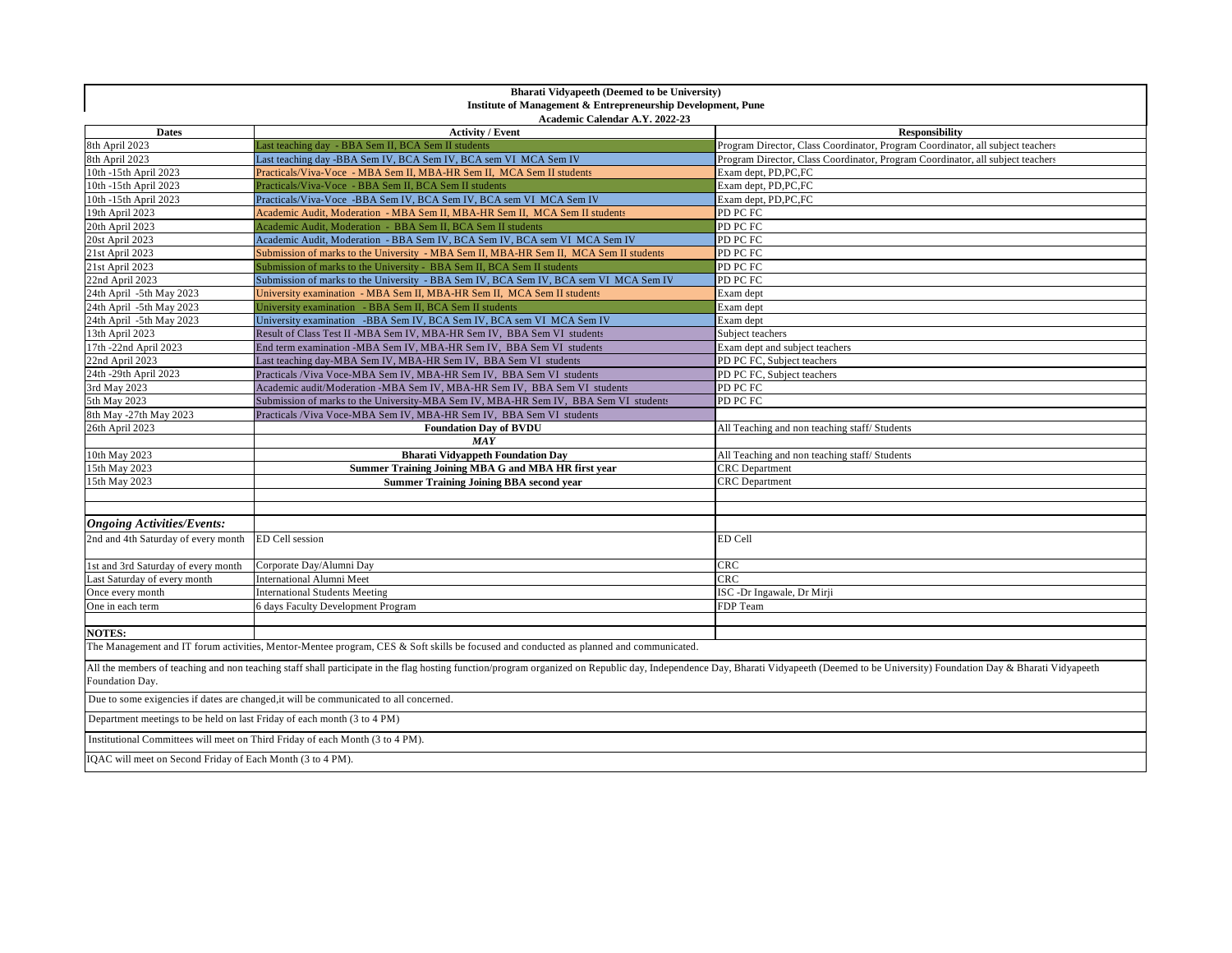**Bharati Vidyapeeth (Deemed to be University)**
**Institute of Management & Entrepreneurship Development, Pune**
**Academic Calendar A.Y. 2022-23**

| Dates | Activity / Event | Responsibility |
|---|---|---|
| 8th April 2023 | Last teaching day - BBA Sem II, BCA Sem II students | Program Director, Class Coordinator, Program Coordinator, all subject teachers |
| 8th April 2023 | Last teaching day -BBA Sem IV, BCA Sem IV, BCA sem VI MCA Sem IV | Program Director, Class Coordinator, Program Coordinator, all subject teachers |
| 10th -15th April 2023 | Practicals/Viva-Voce - MBA Sem II, MBA-HR Sem II, MCA Sem II students | Exam dept, PD,PC,FC |
| 10th -15th April 2023 | Practicals/Viva-Voce - BBA Sem II, BCA Sem II students | Exam dept, PD,PC,FC |
| 10th -15th April 2023 | Practicals/Viva-Voce -BBA Sem IV, BCA Sem IV, BCA sem VI MCA Sem IV | Exam dept, PD,PC,FC |
| 19th April 2023 | Academic Audit, Moderation - MBA Sem II, MBA-HR Sem II, MCA Sem II students | PD PC FC |
| 20th April 2023 | Academic Audit, Moderation - BBA Sem II, BCA Sem II students | PD PC FC |
| 20st April 2023 | Academic Audit, Moderation - BBA Sem IV, BCA Sem IV, BCA sem VI MCA Sem IV | PD PC FC |
| 21st April 2023 | Submission of marks to the University - MBA Sem II, MBA-HR Sem II, MCA Sem II students | PD PC FC |
| 21st April 2023 | Submission of marks to the University - BBA Sem II, BCA Sem II students | PD PC FC |
| 22nd April 2023 | Submission of marks to the University - BBA Sem IV, BCA Sem IV, BCA sem VI MCA Sem IV | PD PC FC |
| 24th April -5th May 2023 | University examination - MBA Sem II, MBA-HR Sem II, MCA Sem II students | Exam dept |
| 24th April -5th May 2023 | University examination - BBA Sem II, BCA Sem II students | Exam dept |
| 24th April -5th May 2023 | University examination -BBA Sem IV, BCA Sem IV, BCA sem VI MCA Sem IV | Exam dept |
| 13th April 2023 | Result of Class Test II -MBA Sem IV, MBA-HR Sem IV, BBA Sem VI students | Subject teachers |
| 17th -22nd April 2023 | End term examination -MBA Sem IV, MBA-HR Sem IV, BBA Sem VI students | Exam dept and subject teachers |
| 22nd April 2023 | Last teaching day-MBA Sem IV, MBA-HR Sem IV, BBA Sem VI students | PD PC FC, Subject teachers |
| 24th -29th April 2023 | Practicals /Viva Voce-MBA Sem IV, MBA-HR Sem IV, BBA Sem VI students | PD PC FC, Subject teachers |
| 3rd May 2023 | Academic audit/Moderation -MBA Sem IV, MBA-HR Sem IV, BBA Sem VI students | PD PC FC |
| 5th May 2023 | Submission of marks to the University-MBA Sem IV, MBA-HR Sem IV, BBA Sem VI students | PD PC FC |
| 8th May -27th May 2023 | Practicals /Viva Voce-MBA Sem IV, MBA-HR Sem IV, BBA Sem VI students | |
| 26th April 2023 | **Foundation Day of BVDU** | All Teaching and non teaching staff/ Students |
| | ***MAY*** | |
| 10th May 2023 | **Bharati Vidyappeth Foundation Day** | All Teaching and non teaching staff/ Students |
| 15th May 2023 | **Summer Training Joining MBA G and MBA HR first year** | CRC Department |
| 15th May 2023 | **Summer Training Joining BBA second year** | CRC Department |
| | | |
| | | |
| ***Ongoing Activities/Events:*** | | |
| 2nd and 4th Saturday of every month | ED Cell session | ED Cell |
| 1st and 3rd Saturday of every month | Corporate Day/Alumni Day | CRC |
| Last Saturday of every month | International Alumni Meet | CRC |
| Once every month | International Students Meeting | ISC -Dr Ingawale, Dr Mirji |
| One in each term | 6 days Faculty Development Program | FDP Team |
| | | |
| **NOTES:** | | |

The Management and IT forum activities, Mentor-Mentee program, CES & Soft skills be focused and conducted as planned and communicated.

All the members of teaching and non teaching staff shall participate in the flag hosting function/program organized on Republic day, Independence Day, Bharati Vidyapeeth (Deemed to be University) Foundation Day & Bharati Vidyapeeth Foundation Day.

Due to some exigencies if dates are changed,it will be communicated to all concerned.

Department meetings to be held on last Friday of each month (3 to 4 PM)

Institutional Committees will meet on Third Friday of each Month (3 to 4 PM).

IQAC will meet on Second Friday of Each Month (3 to 4 PM).